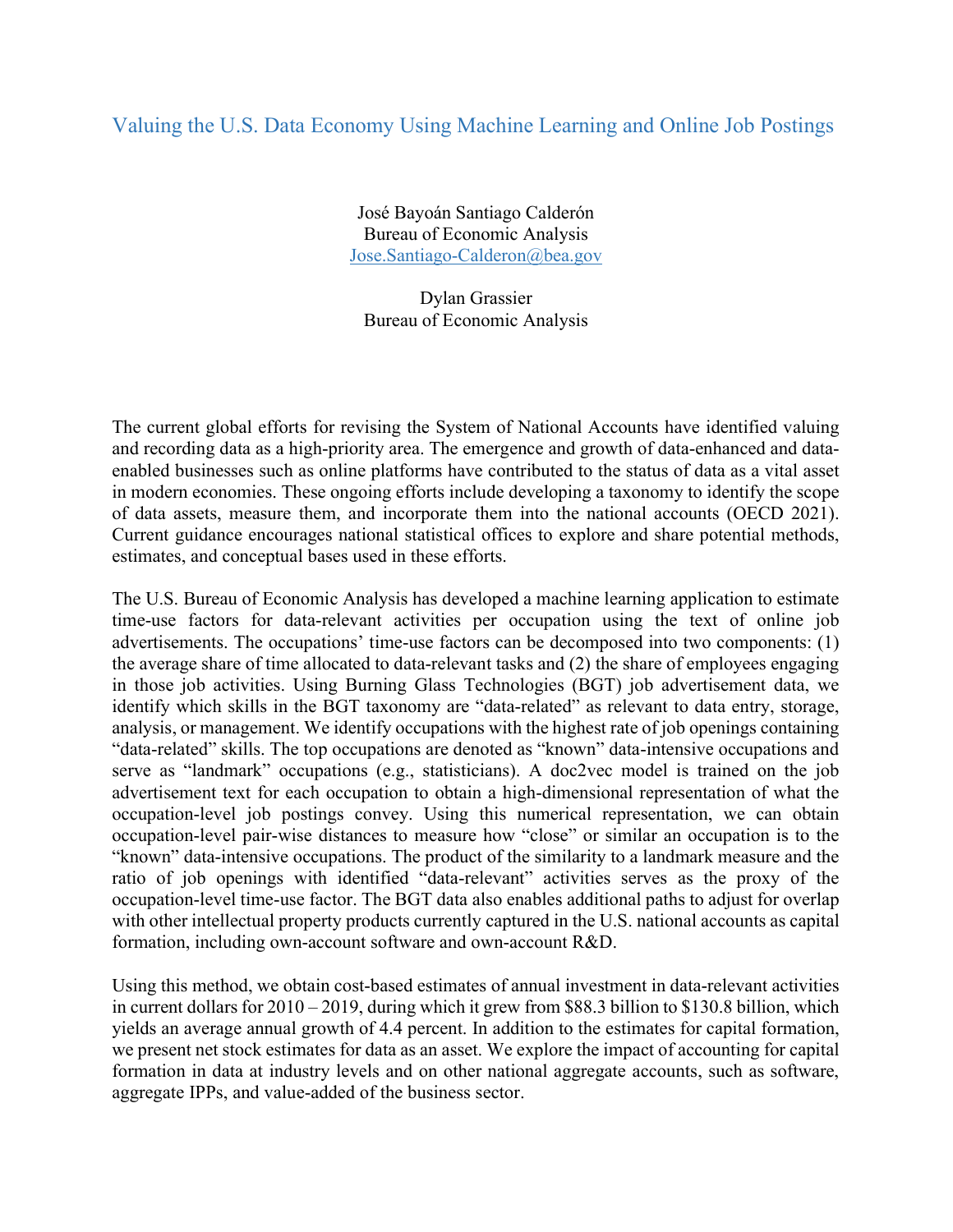# Valuing the U.S. Data Economy Using Machine Learning and Online Job Postings

José Bayoán Santiago Calderón
Bureau of Economic Analysis
Jose.Santiago-Calderon@bea.gov

Dylan Grassier
Bureau of Economic Analysis

The current global efforts for revising the System of National Accounts have identified valuing and recording data as a high-priority area. The emergence and growth of data-enhanced and data-enabled businesses such as online platforms have contributed to the status of data as a vital asset in modern economies. These ongoing efforts include developing a taxonomy to identify the scope of data assets, measure them, and incorporate them into the national accounts (OECD 2021). Current guidance encourages national statistical offices to explore and share potential methods, estimates, and conceptual bases used in these efforts.

The U.S. Bureau of Economic Analysis has developed a machine learning application to estimate time-use factors for data-relevant activities per occupation using the text of online job advertisements. The occupations' time-use factors can be decomposed into two components: (1) the average share of time allocated to data-relevant tasks and (2) the share of employees engaging in those job activities. Using Burning Glass Technologies (BGT) job advertisement data, we identify which skills in the BGT taxonomy are "data-related" as relevant to data entry, storage, analysis, or management. We identify occupations with the highest rate of job openings containing "data-related" skills. The top occupations are denoted as "known" data-intensive occupations and serve as "landmark" occupations (e.g., statisticians). A doc2vec model is trained on the job advertisement text for each occupation to obtain a high-dimensional representation of what the occupation-level job postings convey. Using this numerical representation, we can obtain occupation-level pair-wise distances to measure how "close" or similar an occupation is to the "known" data-intensive occupations. The product of the similarity to a landmark measure and the ratio of job openings with identified "data-relevant" activities serves as the proxy of the occupation-level time-use factor. The BGT data also enables additional paths to adjust for overlap with other intellectual property products currently captured in the U.S. national accounts as capital formation, including own-account software and own-account R&D.

Using this method, we obtain cost-based estimates of annual investment in data-relevant activities in current dollars for 2010 – 2019, during which it grew from $88.3 billion to $130.8 billion, which yields an average annual growth of 4.4 percent. In addition to the estimates for capital formation, we present net stock estimates for data as an asset. We explore the impact of accounting for capital formation in data at industry levels and on other national aggregate accounts, such as software, aggregate IPPs, and value-added of the business sector.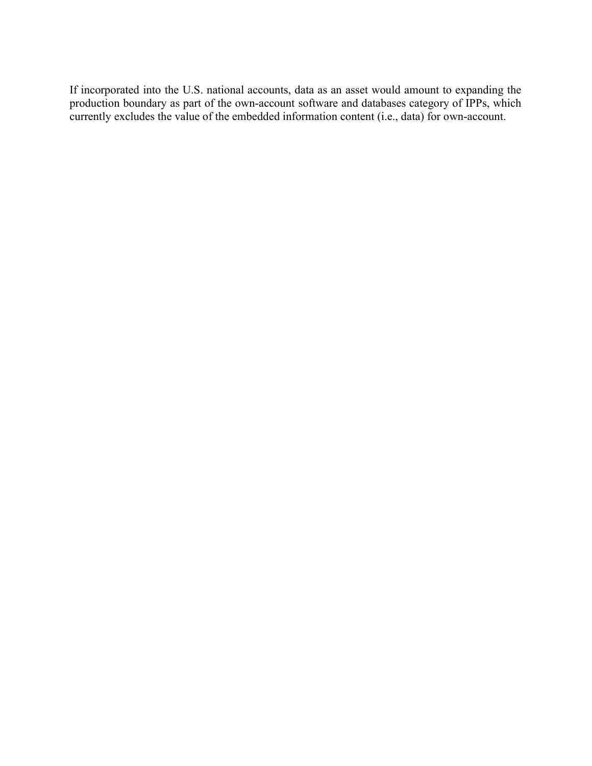If incorporated into the U.S. national accounts, data as an asset would amount to expanding the production boundary as part of the own-account software and databases category of IPPs, which currently excludes the value of the embedded information content (i.e., data) for own-account.